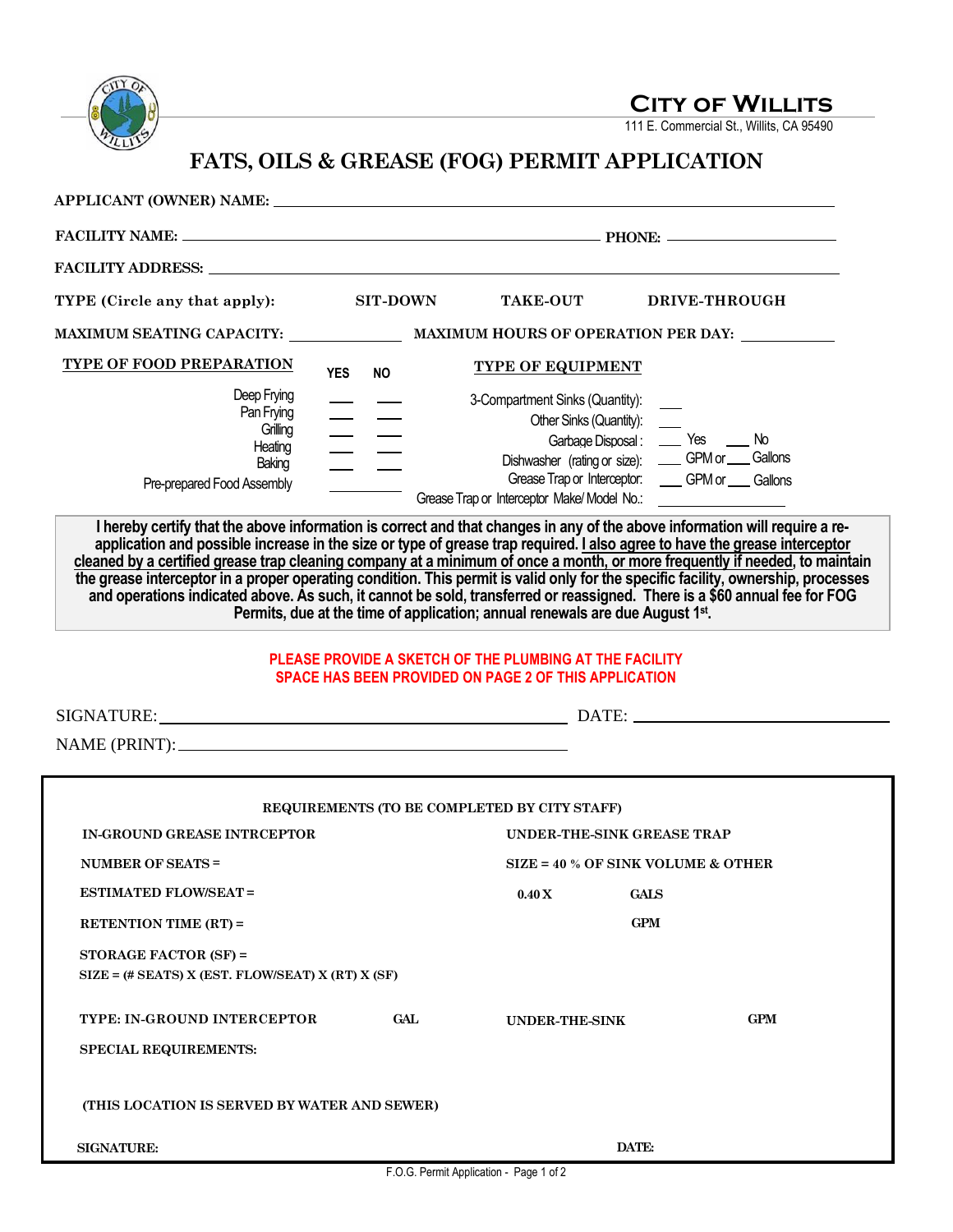**CITY OF WILLITS**

111 E. Commercial St., Willits, CA 95490

# FATS, OILS & GREASE (FOG) PERMIT APPLICATION

**APPLICANT (OWNER) NAME:** ______________________________________________

**FACILITY NAME:** ______________________________________ **PHONE:** ________________

**FACILITY ADDRESS:** ______________________________________________

**TYPE (Circle any that apply):** SIT-DOWN TAKE-OUT DRIVE-THROUGH

**MAXIMUM SEATING CAPACITY:** ____________ **MAXIMUM HOURS OF OPERATION PER DAY:** __________

| TYPE OF FOOD PREPARATION | YES | NO |
|---|---|---|
| Deep Frying | ___ | ___ |
| Pan Frying | ___ | ___ |
| Grilling | ___ | ___ |
| Heating | ___ | ___ |
| Baking | ___ | ___ |
| Pre-prepared Food Assembly | ______ | |

| TYPE OF EQUIPMENT | |
|---|---|
| 3-Compartment Sinks (Quantity): | ___ |
| Other Sinks (Quantity): | ___ |
| Garbage Disposal: | ___ Yes ___ No |
| Dishwasher (rating or size): | ___ GPM or ___ Gallons |
| Grease Trap or Interceptor: | ___ GPM or ___ Gallons |
| Grease Trap or Interceptor Make/ Model No.: | __________ |

**I hereby certify that the above information is correct and that changes in any of the above information will require a re-application and possible increase in the size or type of grease trap required. I also agree to have the grease interceptor cleaned by a certified grease trap cleaning company at a minimum of once a month, or more frequently if needed, to maintain the grease interceptor in a proper operating condition. This permit is valid only for the specific facility, ownership, processes and operations indicated above. As such, it cannot be sold, transferred or reassigned. There is a $60 annual fee for FOG Permits, due at the time of application; annual renewals are due August 1st.**

**PLEASE PROVIDE A SKETCH OF THE PLUMBING AT THE FACILITY**
**SPACE HAS BEEN PROVIDED ON PAGE 2 OF THIS APPLICATION**

SIGNATURE: ______________________________ DATE: ____________________

NAME (PRINT): ______________________________

---

**REQUIREMENTS (TO BE COMPLETED BY CITY STAFF)**

**IN-GROUND GREASE INTRCEPTOR**

**NUMBER OF SEATS =**

**ESTIMATED FLOW/SEAT =**

**RETENTION TIME (RT) =**

**STORAGE FACTOR (SF) =**

**SIZE = (# SEATS) X (EST. FLOW/SEAT) X (RT) X (SF)**

**UNDER-THE-SINK GREASE TRAP**

**SIZE = 40 % OF SINK VOLUME & OTHER**

**0.40 X** **GALS**

**GPM**

**TYPE: IN-GROUND INTERCEPTOR** **GAL** **UNDER-THE-SINK** **GPM**

**SPECIAL REQUIREMENTS:**

**(THIS LOCATION IS SERVED BY WATER AND SEWER)**

**SIGNATURE:** **DATE:**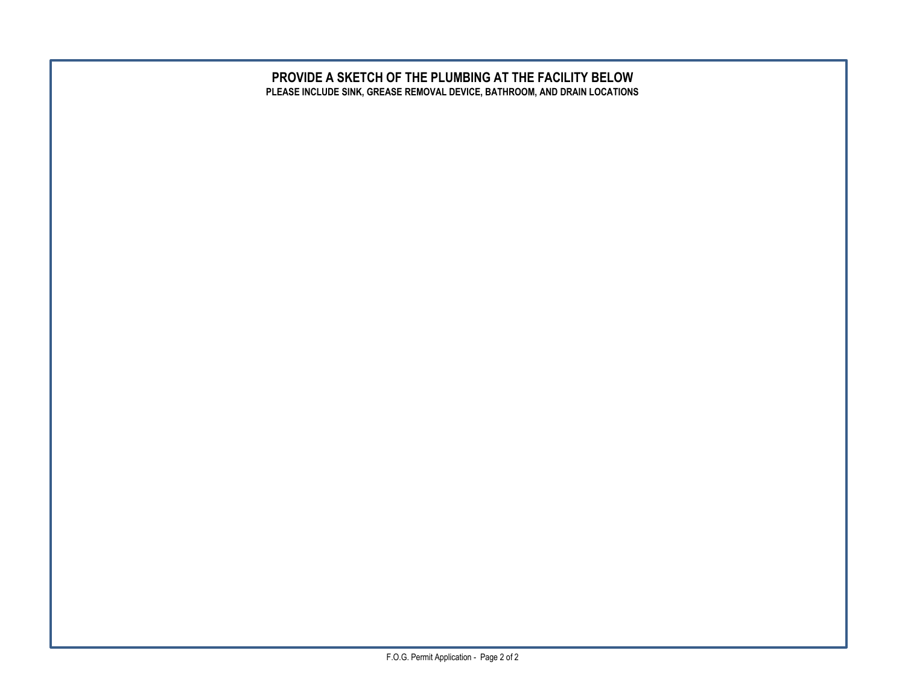## PROVIDE A SKETCH OF THE PLUMBING AT THE FACILITY BELOW

**PLEASE INCLUDE SINK, GREASE REMOVAL DEVICE, BATHROOM, AND DRAIN LOCATIONS**